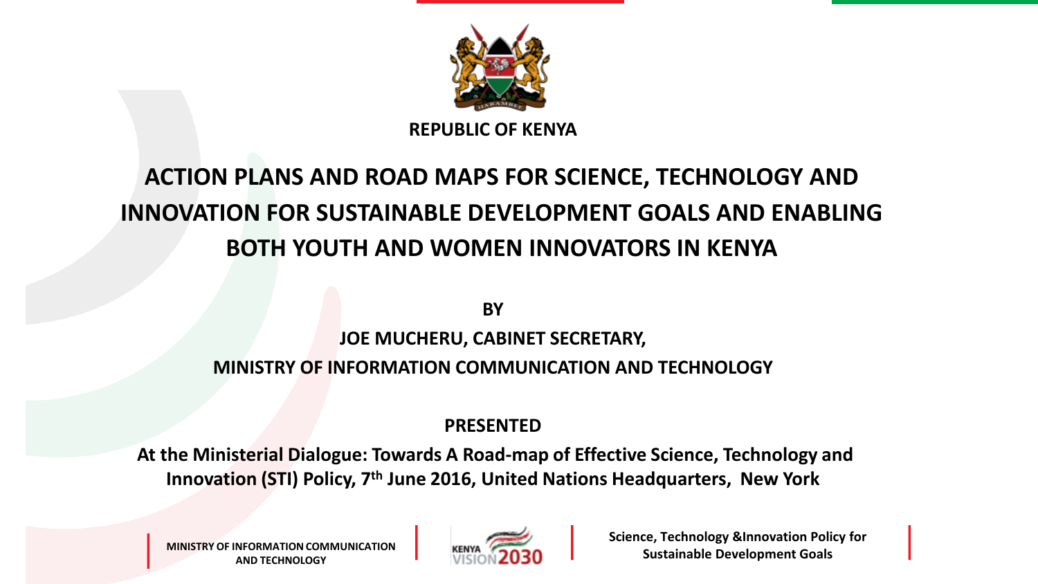REPUBLIC OF KENYA

# ACTION PLANS AND ROAD MAPS FOR SCIENCE, TECHNOLOGY AND INNOVATION FOR SUSTAINABLE DEVELOPMENT GOALS AND ENABLING BOTH YOUTH AND WOMEN INNOVATORS IN KENYA

**BY**

**JOE MUCHERU, CABINET SECRETARY,**

**MINISTRY OF INFORMATION COMMUNICATION AND TECHNOLOGY**

**PRESENTED**

**At the Ministerial Dialogue: Towards A Road-map of Effective Science, Technology and Innovation (STI) Policy, 7th June 2016, United Nations Headquarters, New York**

MINISTRY OF INFORMATION COMMUNICATION AND TECHNOLOGY | KENYA VISION 2030 | Science, Technology &Innovation Policy for Sustainable Development Goals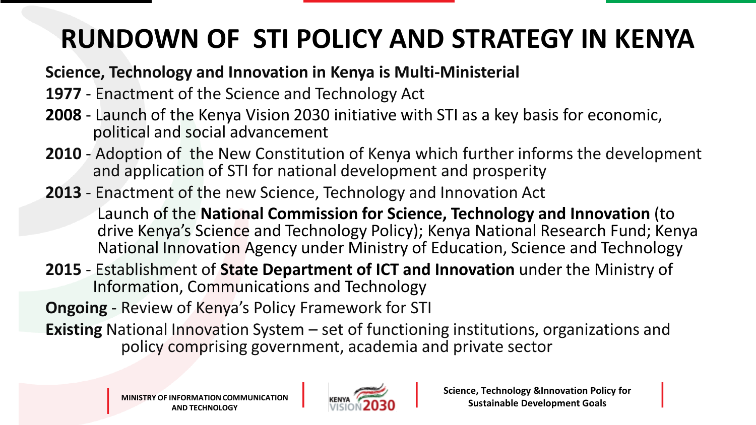# RUNDOWN OF STI POLICY AND STRATEGY IN KENYA

**Science, Technology and Innovation in Kenya is Multi-Ministerial**

**1977** - Enactment of the Science and Technology Act

**2008** - Launch of the Kenya Vision 2030 initiative with STI as a key basis for economic, political and social advancement

**2010** - Adoption of the New Constitution of Kenya which further informs the development and application of STI for national development and prosperity

**2013** - Enactment of the new Science, Technology and Innovation Act

Launch of the **National Commission for Science, Technology and Innovation** (to drive Kenya's Science and Technology Policy); Kenya National Research Fund; Kenya National Innovation Agency under Ministry of Education, Science and Technology

**2015** - Establishment of **State Department of ICT and Innovation** under the Ministry of Information, Communications and Technology

**Ongoing** - Review of Kenya's Policy Framework for STI

**Existing** National Innovation System – set of functioning institutions, organizations and policy comprising government, academia and private sector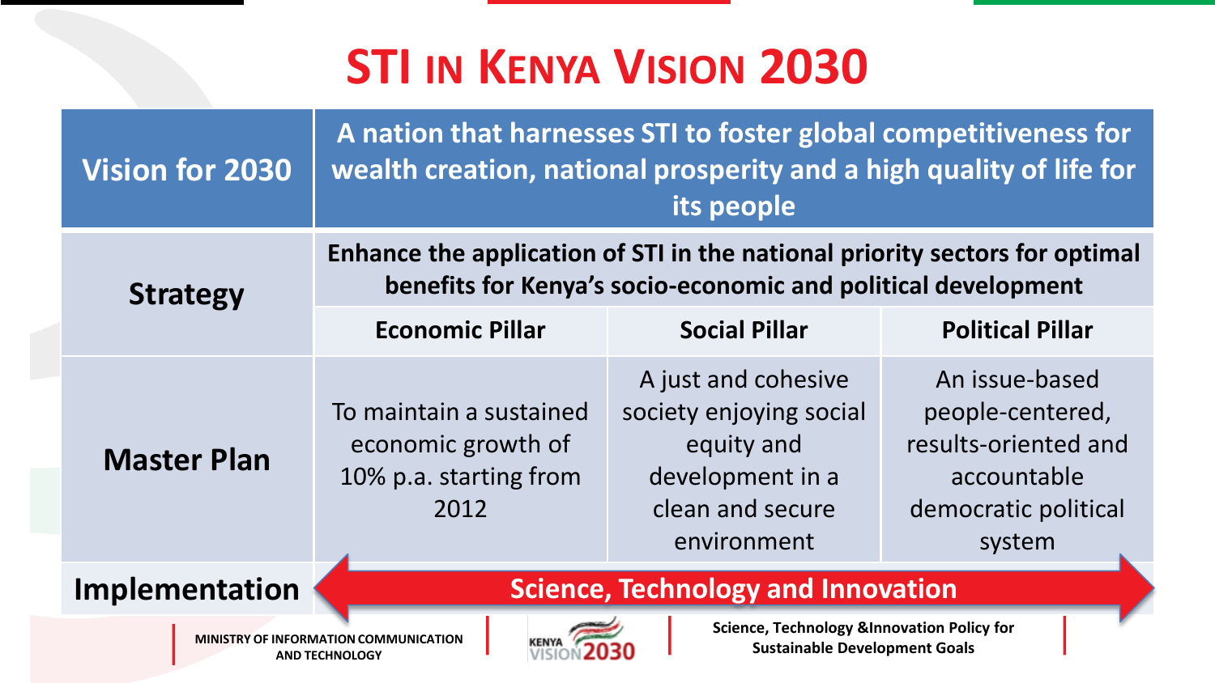# STI in Kenya Vision 2030

| | | | |
|---|---|---|---|
| **Vision for 2030** | **A nation that harnesses STI to foster global competitiveness for wealth creation, national prosperity and a high quality of life for its people** | | |
| **Strategy** | **Enhance the application of STI in the national priority sectors for optimal benefits for Kenya's socio-economic and political development** | | |
| | **Economic Pillar** | **Social Pillar** | **Political Pillar** |
| **Master Plan** | To maintain a sustained economic growth of 10% p.a. starting from 2012 | A just and cohesive society enjoying social equity and development in a clean and secure environment | An issue-based people-centered, results-oriented and accountable democratic political system |
| **Implementation** | **Science, Technology and Innovation** | | |

MINISTRY OF INFORMATION COMMUNICATION AND TECHNOLOGY

KENYA VISION 2030

Science, Technology &Innovation Policy for Sustainable Development Goals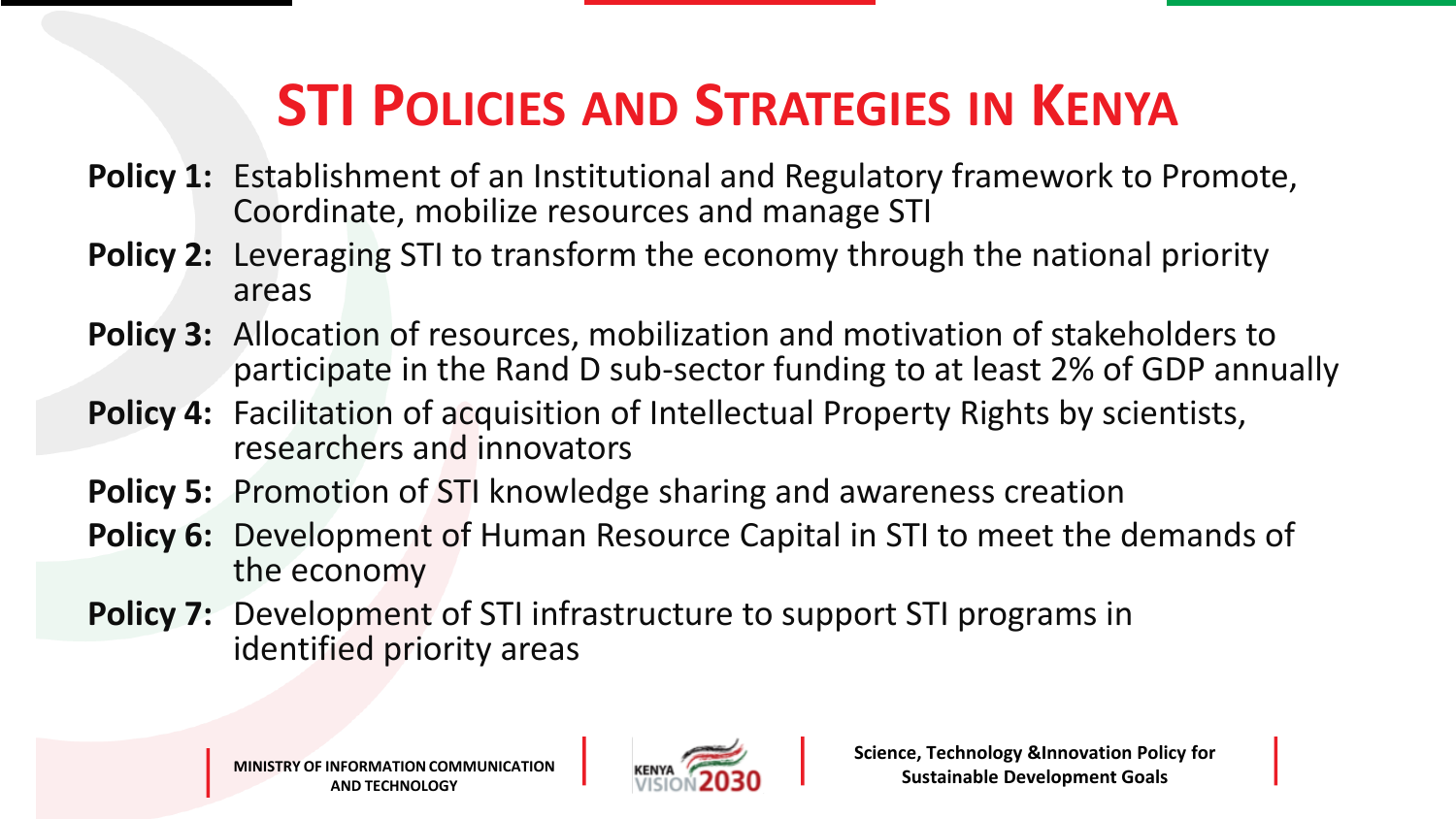# STI Policies and Strategies in Kenya

**Policy 1:** Establishment of an Institutional and Regulatory framework to Promote, Coordinate, mobilize resources and manage STI

**Policy 2:** Leveraging STI to transform the economy through the national priority areas

**Policy 3:** Allocation of resources, mobilization and motivation of stakeholders to participate in the Rand D sub-sector funding to at least 2% of GDP annually

**Policy 4:** Facilitation of acquisition of Intellectual Property Rights by scientists, researchers and innovators

**Policy 5:** Promotion of STI knowledge sharing and awareness creation

**Policy 6:** Development of Human Resource Capital in STI to meet the demands of the economy

**Policy 7:** Development of STI infrastructure to support STI programs in identified priority areas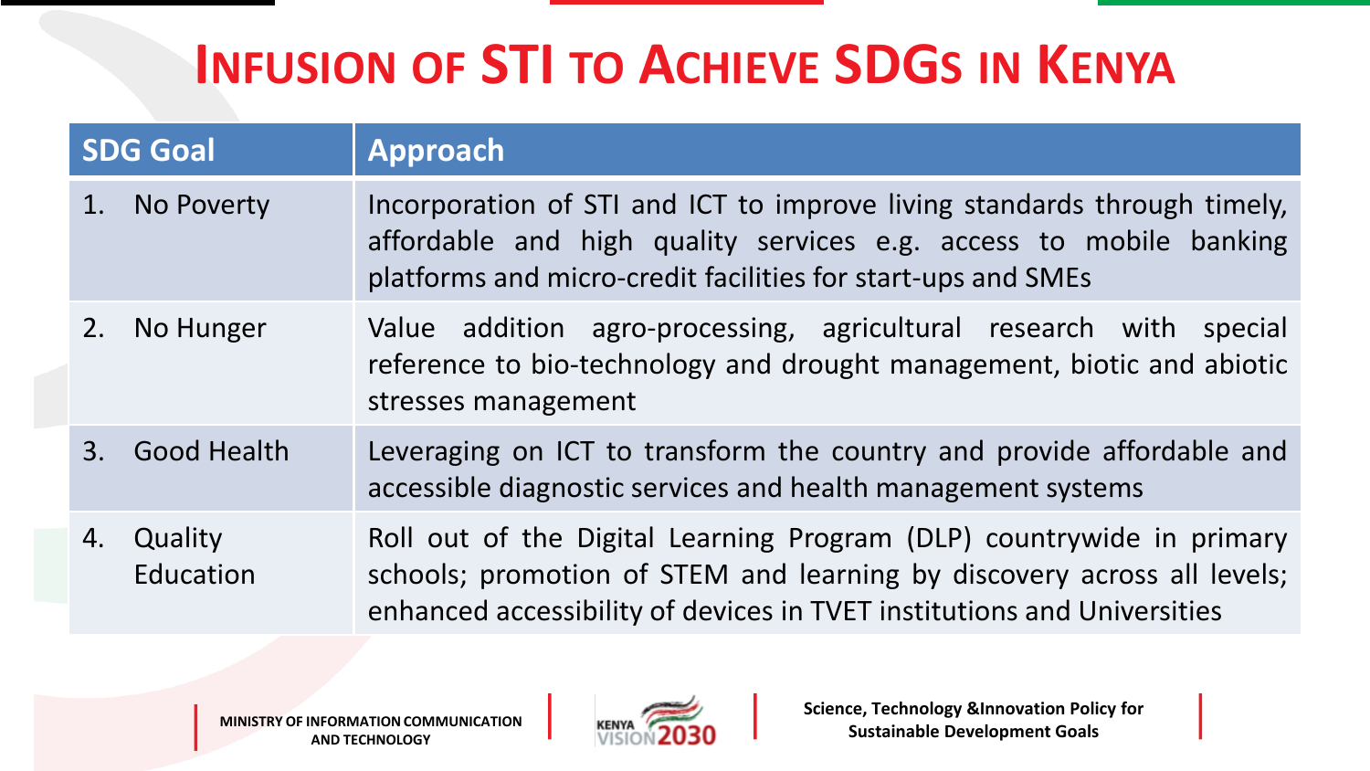# Infusion of STI to Achieve SDGs in Kenya

| SDG Goal | Approach |
| --- | --- |
| 1. No Poverty | Incorporation of STI and ICT to improve living standards through timely, affordable and high quality services e.g. access to mobile banking platforms and micro-credit facilities for start-ups and SMEs |
| 2. No Hunger | Value addition agro-processing, agricultural research with special reference to bio-technology and drought management, biotic and abiotic stresses management |
| 3. Good Health | Leveraging on ICT to transform the country and provide affordable and accessible diagnostic services and health management systems |
| 4. Quality Education | Roll out of the Digital Learning Program (DLP) countrywide in primary schools; promotion of STEM and learning by discovery across all levels; enhanced accessibility of devices in TVET institutions and Universities |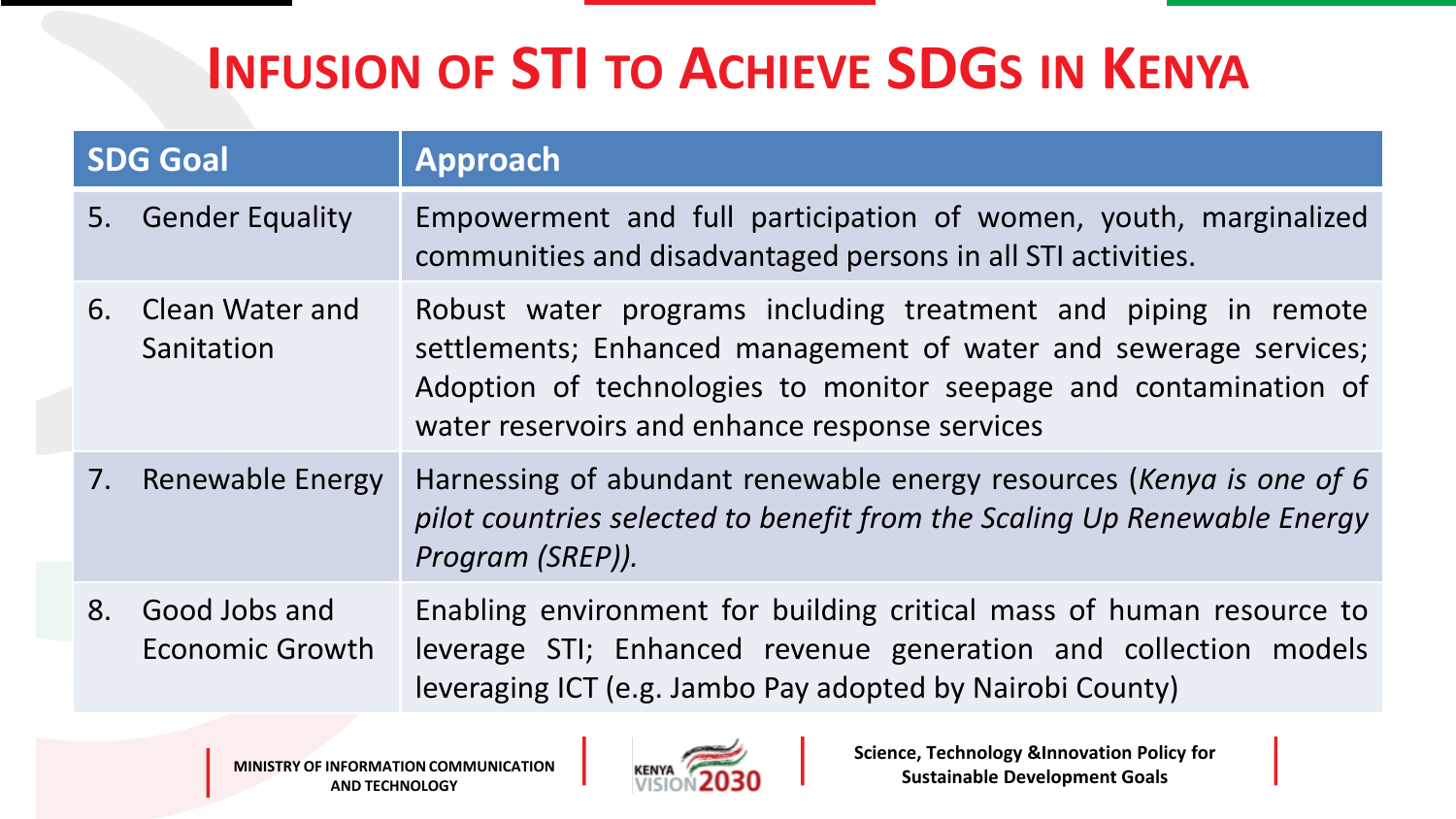# INFUSION OF STI TO ACHIEVE SDGS IN KENYA

| SDG Goal | Approach |
|---|---|
| 5. Gender Equality | Empowerment and full participation of women, youth, marginalized communities and disadvantaged persons in all STI activities. |
| 6. Clean Water and Sanitation | Robust water programs including treatment and piping in remote settlements; Enhanced management of water and sewerage services; Adoption of technologies to monitor seepage and contamination of water reservoirs and enhance response services |
| 7. Renewable Energy | Harnessing of abundant renewable energy resources (*Kenya is one of 6 pilot countries selected to benefit from the Scaling Up Renewable Energy Program (SREP)).* |
| 8. Good Jobs and Economic Growth | Enabling environment for building critical mass of human resource to leverage STI; Enhanced revenue generation and collection models leveraging ICT (e.g. Jambo Pay adopted by Nairobi County) |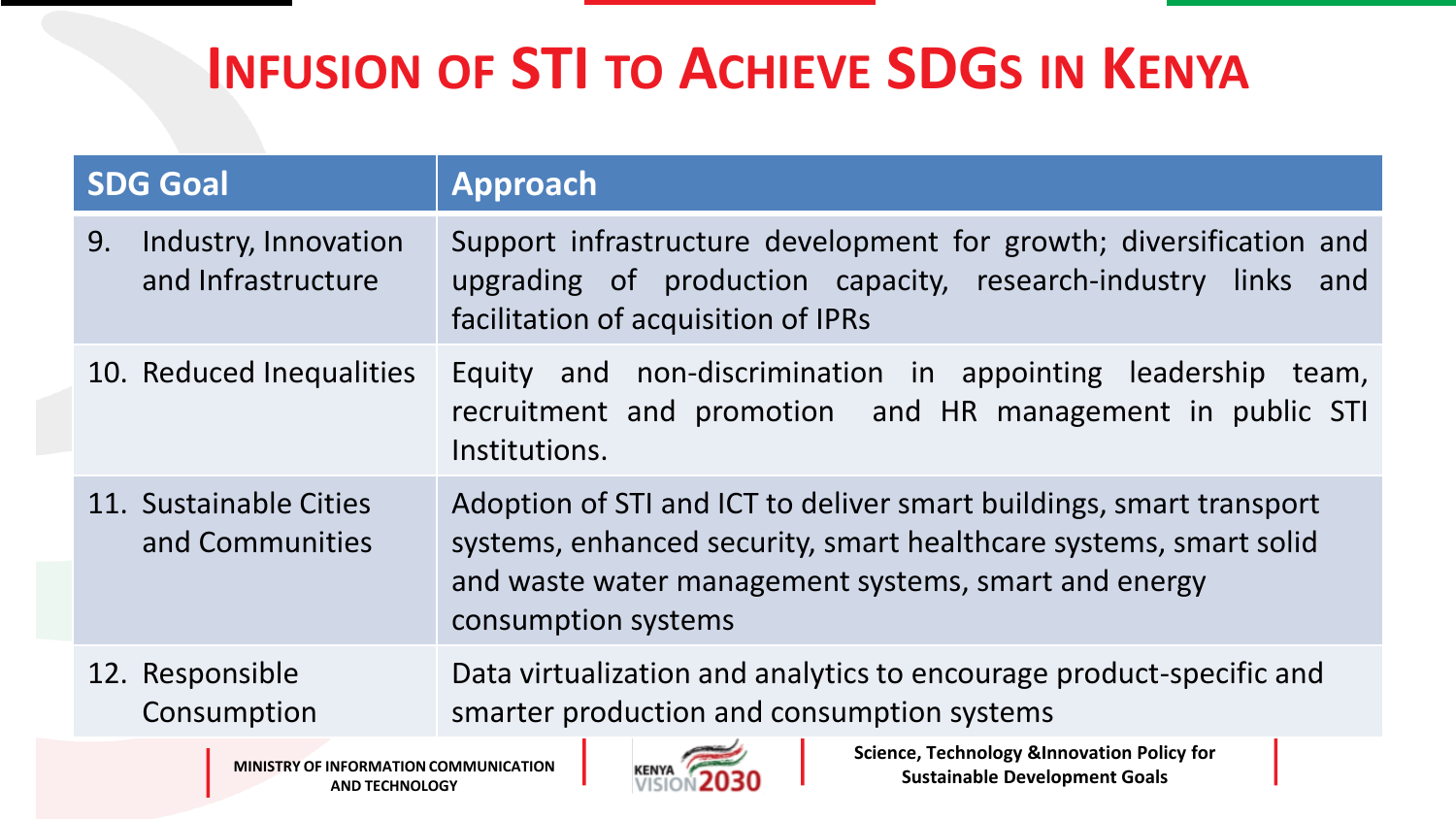# INFUSION OF STI TO ACHIEVE SDGs IN KENYA

| SDG Goal | Approach |
| --- | --- |
| 9. Industry, Innovation and Infrastructure | Support infrastructure development for growth; diversification and upgrading of production capacity, research-industry links and facilitation of acquisition of IPRs |
| 10. Reduced Inequalities | Equity and non-discrimination in appointing leadership team, recruitment and promotion and HR management in public STI Institutions. |
| 11. Sustainable Cities and Communities | Adoption of STI and ICT to deliver smart buildings, smart transport systems, enhanced security, smart healthcare systems, smart solid and waste water management systems, smart and energy consumption systems |
| 12. Responsible Consumption | Data virtualization and analytics to encourage product-specific and smarter production and consumption systems |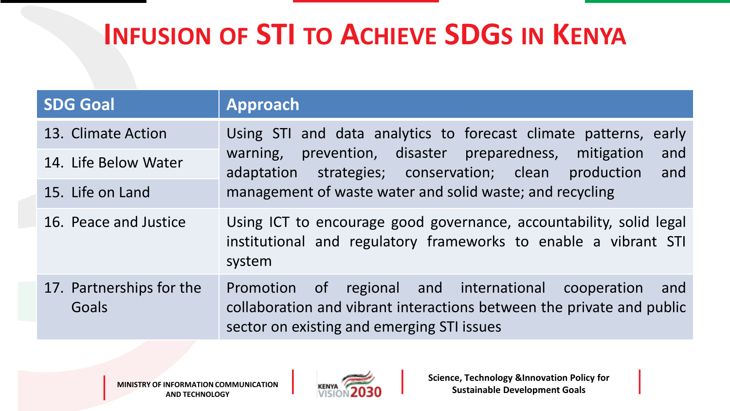# Infusion of STI to Achieve SDGs in Kenya

| SDG Goal | Approach |
|---|---|
| 13. Climate Action<br>14. Life Below Water<br>15. Life on Land | Using STI and data analytics to forecast climate patterns, early warning, prevention, disaster preparedness, mitigation and adaptation strategies; conservation; clean production and management of waste water and solid waste; and recycling |
| 16. Peace and Justice | Using ICT to encourage good governance, accountability, solid legal institutional and regulatory frameworks to enable a vibrant STI system |
| 17. Partnerships for the Goals | Promotion of regional and international cooperation and collaboration and vibrant interactions between the private and public sector on existing and emerging STI issues |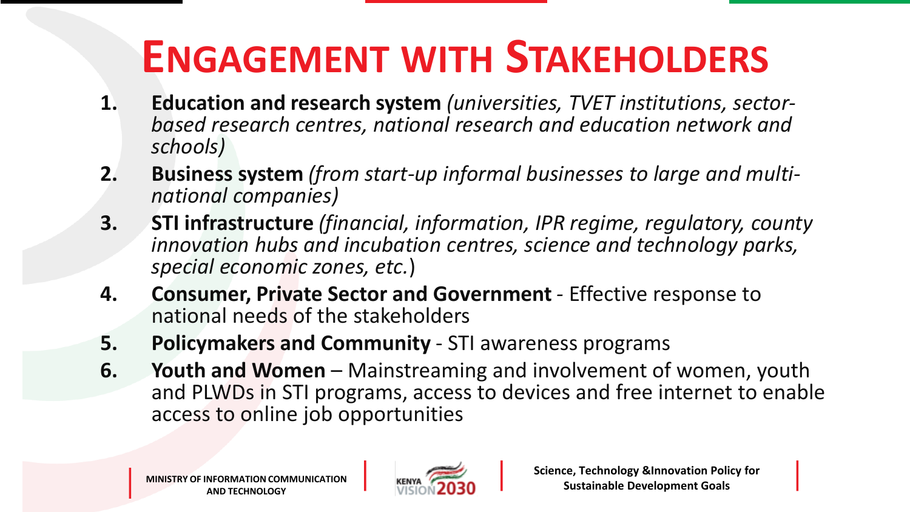# ENGAGEMENT WITH STAKEHOLDERS

1. **Education and research system** *(universities, TVET institutions, sector-based research centres, national research and education network and schools)*
2. **Business system** *(from start-up informal businesses to large and multi-national companies)*
3. **STI infrastructure** *(financial, information, IPR regime, regulatory, county innovation hubs and incubation centres, science and technology parks, special economic zones, etc.*)
4. **Consumer, Private Sector and Government** - Effective response to national needs of the stakeholders
5. **Policymakers and Community** - STI awareness programs
6. **Youth and Women** – Mainstreaming and involvement of women, youth and PLWDs in STI programs, access to devices and free internet to enable access to online job opportunities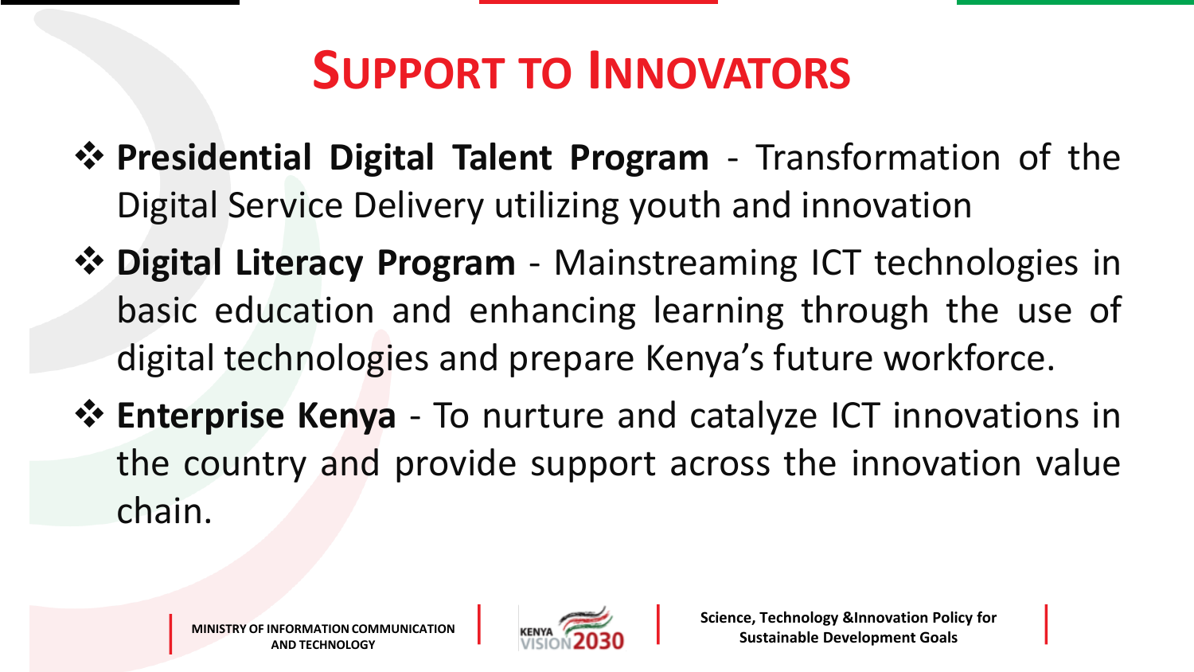# Support to Innovators

- **Presidential Digital Talent Program** - Transformation of the Digital Service Delivery utilizing youth and innovation
- **Digital Literacy Program** - Mainstreaming ICT technologies in basic education and enhancing learning through the use of digital technologies and prepare Kenya's future workforce.
- **Enterprise Kenya** - To nurture and catalyze ICT innovations in the country and provide support across the innovation value chain.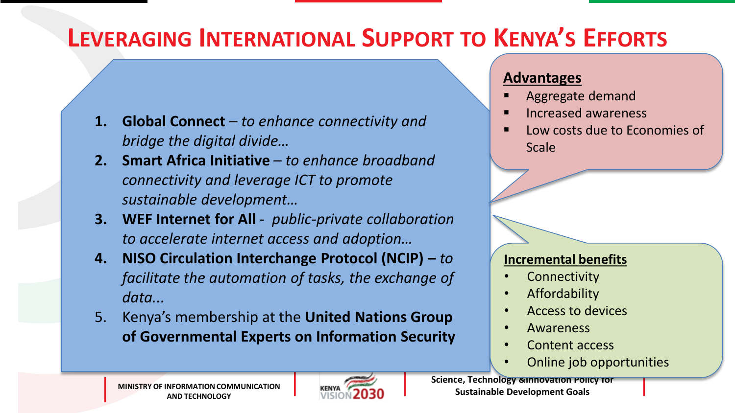# Leveraging International Support to Kenya's Efforts

1. **Global Connect** – *to enhance connectivity and bridge the digital divide…*
2. **Smart Africa Initiative** – *to enhance broadband connectivity and leverage ICT to promote sustainable development…*
3. **WEF Internet for All** - *public-private collaboration to accelerate internet access and adoption…*
4. **NISO Circulation Interchange Protocol (NCIP) –** *to facilitate the automation of tasks, the exchange of data...*
5. Kenya's membership at the **United Nations Group of Governmental Experts on Information Security**

**Advantages**

- Aggregate demand
- Increased awareness
- Low costs due to Economies of Scale

**Incremental benefits**

- Connectivity
- Affordability
- Access to devices
- Awareness
- Content access
- Online job opportunities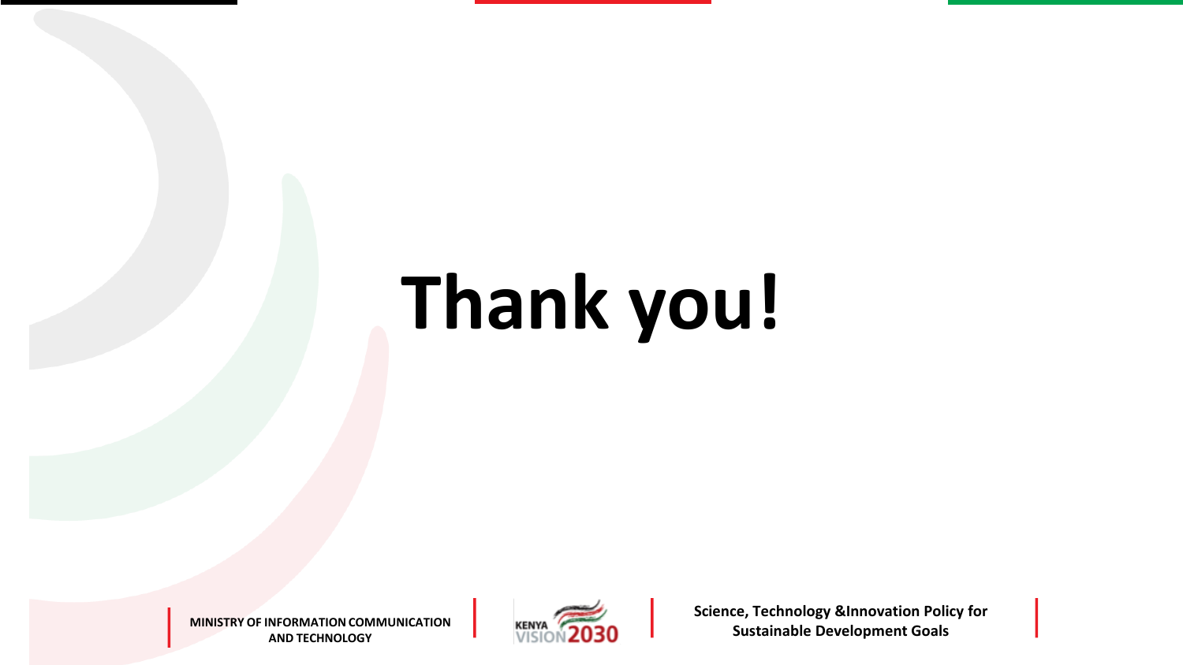# Thank you!